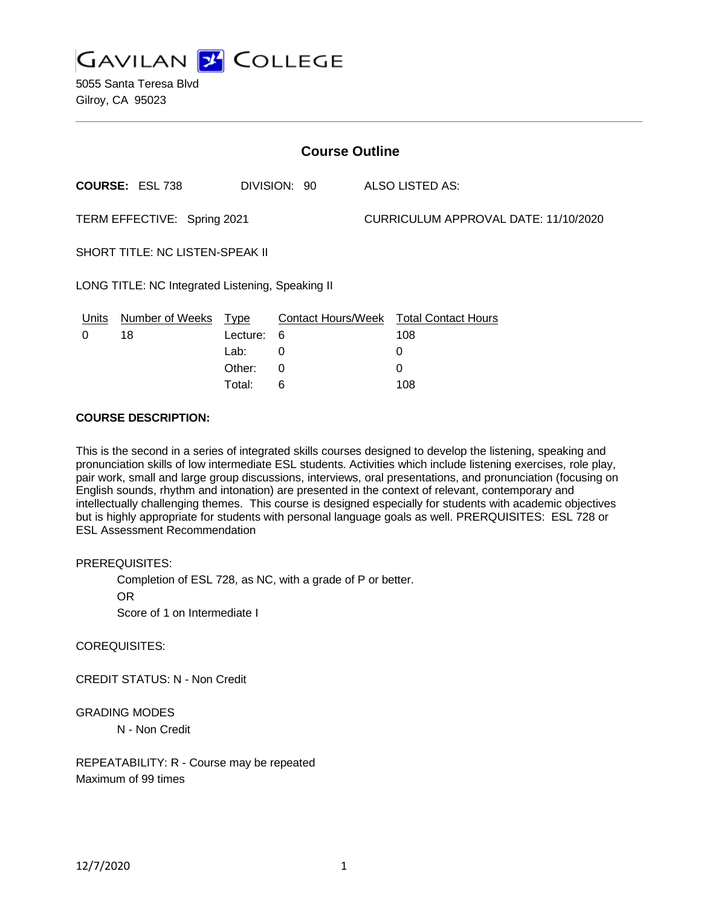GAVILAN COLLEGE

5055 Santa Teresa Blvd
Gilroy, CA 95023

## Course Outline

**COURSE:** ESL 738 DIVISION: 90 ALSO LISTED AS:

TERM EFFECTIVE: Spring 2021 CURRICULUM APPROVAL DATE: 11/10/2020

SHORT TITLE: NC LISTEN-SPEAK II

LONG TITLE: NC Integrated Listening, Speaking II

| Units | Number of Weeks | Type | Contact Hours/Week | Total Contact Hours |
|---|---|---|---|---|
| 0 | 18 | Lecture: | 6 | 108 |
| | | Lab: | 0 | 0 |
| | | Other: | 0 | 0 |
| | | Total: | 6 | 108 |

**COURSE DESCRIPTION:**

This is the second in a series of integrated skills courses designed to develop the listening, speaking and pronunciation skills of low intermediate ESL students. Activities which include listening exercises, role play, pair work, small and large group discussions, interviews, oral presentations, and pronunciation (focusing on English sounds, rhythm and intonation) are presented in the context of relevant, contemporary and intellectually challenging themes. This course is designed especially for students with academic objectives but is highly appropriate for students with personal language goals as well. PREREQUISITES: ESL 728 or ESL Assessment Recommendation

PREREQUISITES:

Completion of ESL 728, as NC, with a grade of P or better.

OR

Score of 1 on Intermediate I

COREQUISITES:

CREDIT STATUS: N - Non Credit

GRADING MODES

N - Non Credit

REPEATABILITY: R - Course may be repeated
Maximum of 99 times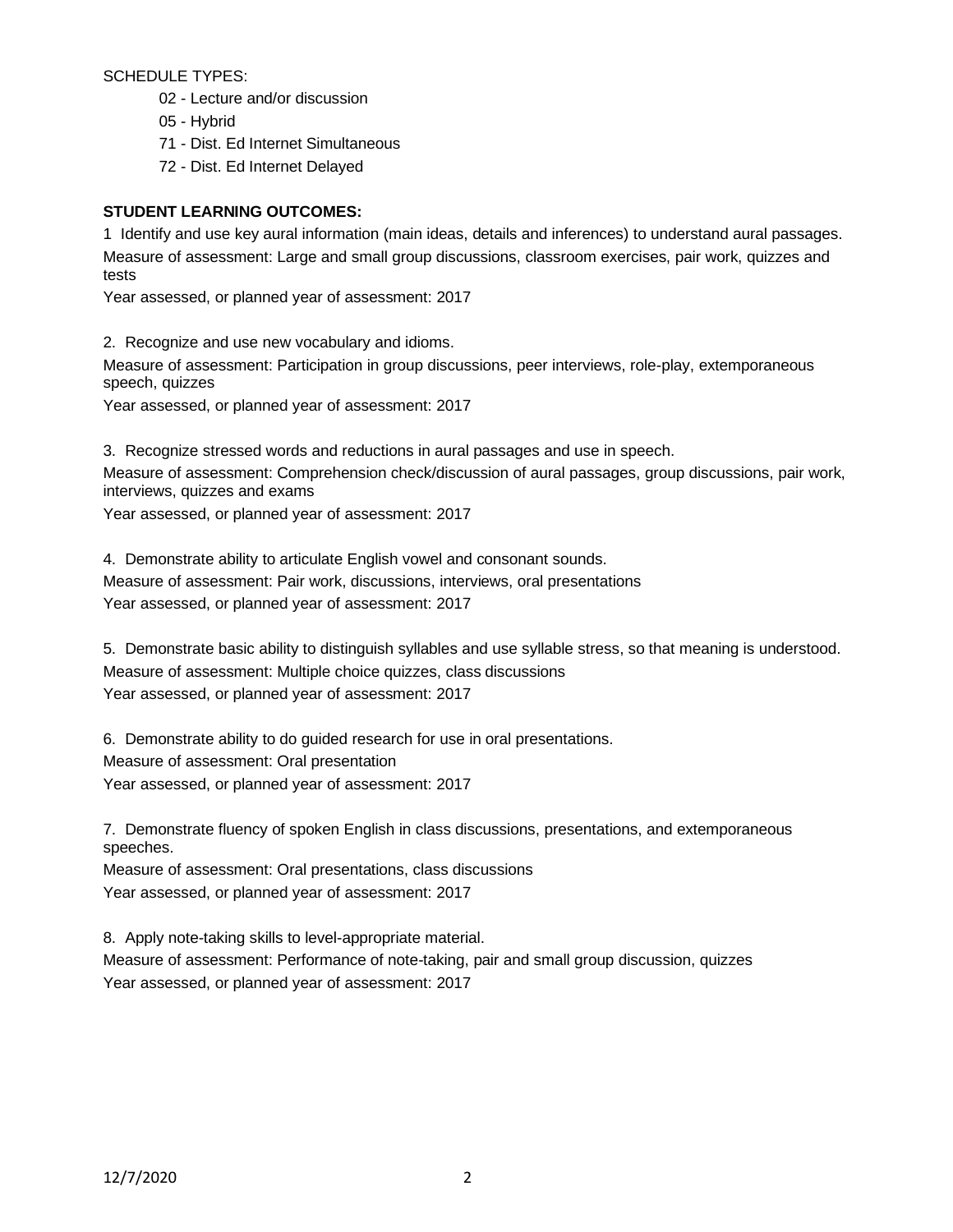SCHEDULE TYPES:

- 02 - Lecture and/or discussion
- 05 - Hybrid
- 71 - Dist. Ed Internet Simultaneous
- 72 - Dist. Ed Internet Delayed

**STUDENT LEARNING OUTCOMES:**

1 Identify and use key aural information (main ideas, details and inferences) to understand aural passages.
Measure of assessment: Large and small group discussions, classroom exercises, pair work, quizzes and tests
Year assessed, or planned year of assessment: 2017

2. Recognize and use new vocabulary and idioms.
Measure of assessment: Participation in group discussions, peer interviews, role-play, extemporaneous speech, quizzes
Year assessed, or planned year of assessment: 2017

3. Recognize stressed words and reductions in aural passages and use in speech.
Measure of assessment: Comprehension check/discussion of aural passages, group discussions, pair work, interviews, quizzes and exams
Year assessed, or planned year of assessment: 2017

4. Demonstrate ability to articulate English vowel and consonant sounds.
Measure of assessment: Pair work, discussions, interviews, oral presentations
Year assessed, or planned year of assessment: 2017

5. Demonstrate basic ability to distinguish syllables and use syllable stress, so that meaning is understood.
Measure of assessment: Multiple choice quizzes, class discussions
Year assessed, or planned year of assessment: 2017

6. Demonstrate ability to do guided research for use in oral presentations.
Measure of assessment: Oral presentation
Year assessed, or planned year of assessment: 2017

7. Demonstrate fluency of spoken English in class discussions, presentations, and extemporaneous speeches.
Measure of assessment: Oral presentations, class discussions
Year assessed, or planned year of assessment: 2017

8. Apply note-taking skills to level-appropriate material.
Measure of assessment: Performance of note-taking, pair and small group discussion, quizzes
Year assessed, or planned year of assessment: 2017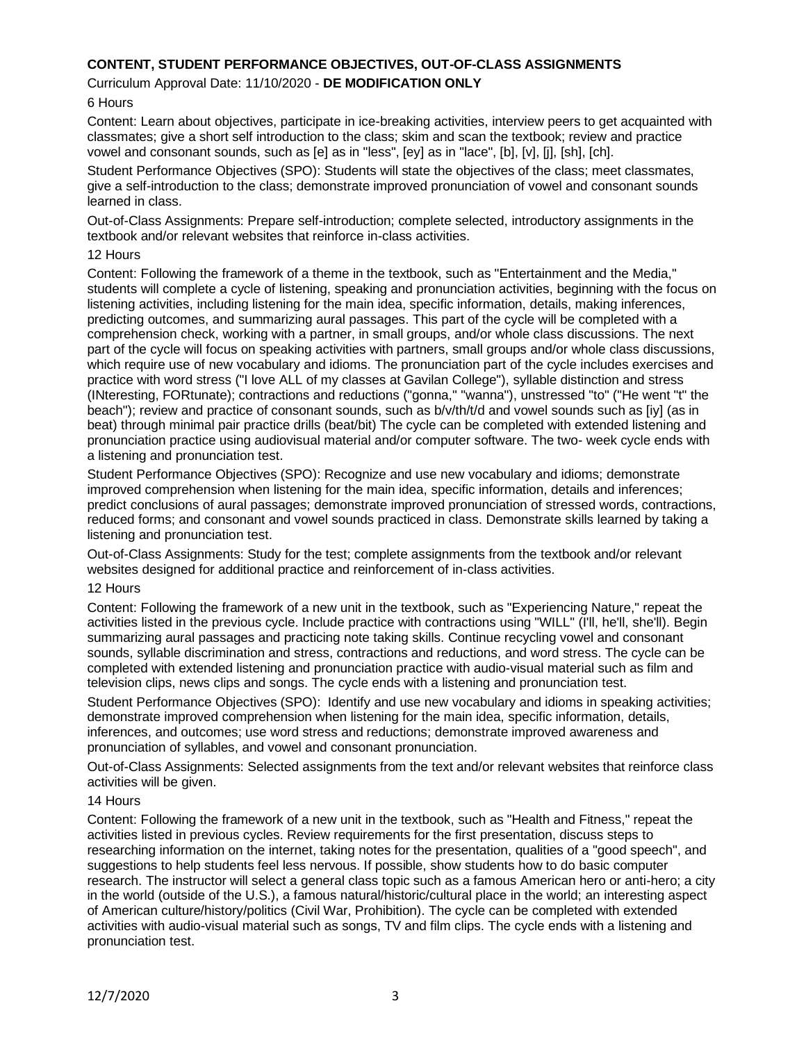**CONTENT, STUDENT PERFORMANCE OBJECTIVES, OUT-OF-CLASS ASSIGNMENTS**

Curriculum Approval Date: 11/10/2020 - **DE MODIFICATION ONLY**

6 Hours

Content: Learn about objectives, participate in ice-breaking activities, interview peers to get acquainted with classmates; give a short self introduction to the class; skim and scan the textbook; review and practice vowel and consonant sounds, such as [e] as in "less", [ey] as in "lace", [b], [v], [j], [sh], [ch].

Student Performance Objectives (SPO): Students will state the objectives of the class; meet classmates, give a self-introduction to the class; demonstrate improved pronunciation of vowel and consonant sounds learned in class.

Out-of-Class Assignments: Prepare self-introduction; complete selected, introductory assignments in the textbook and/or relevant websites that reinforce in-class activities.

12 Hours

Content: Following the framework of a theme in the textbook, such as "Entertainment and the Media," students will complete a cycle of listening, speaking and pronunciation activities, beginning with the focus on listening activities, including listening for the main idea, specific information, details, making inferences, predicting outcomes, and summarizing aural passages. This part of the cycle will be completed with a comprehension check, working with a partner, in small groups, and/or whole class discussions. The next part of the cycle will focus on speaking activities with partners, small groups and/or whole class discussions, which require use of new vocabulary and idioms. The pronunciation part of the cycle includes exercises and practice with word stress ("I love ALL of my classes at Gavilan College"), syllable distinction and stress (INteresting, FORtunate); contractions and reductions ("gonna," "wanna"), unstressed "to" ("He went "t" the beach"); review and practice of consonant sounds, such as b/v/th/t/d and vowel sounds such as [iy] (as in beat) through minimal pair practice drills (beat/bit) The cycle can be completed with extended listening and pronunciation practice using audiovisual material and/or computer software. The two- week cycle ends with a listening and pronunciation test.

Student Performance Objectives (SPO): Recognize and use new vocabulary and idioms; demonstrate improved comprehension when listening for the main idea, specific information, details and inferences; predict conclusions of aural passages; demonstrate improved pronunciation of stressed words, contractions, reduced forms; and consonant and vowel sounds practiced in class. Demonstrate skills learned by taking a listening and pronunciation test.

Out-of-Class Assignments: Study for the test; complete assignments from the textbook and/or relevant websites designed for additional practice and reinforcement of in-class activities.

12 Hours

Content: Following the framework of a new unit in the textbook, such as "Experiencing Nature," repeat the activities listed in the previous cycle. Include practice with contractions using "WILL" (I'll, he'll, she'll). Begin summarizing aural passages and practicing note taking skills. Continue recycling vowel and consonant sounds, syllable discrimination and stress, contractions and reductions, and word stress. The cycle can be completed with extended listening and pronunciation practice with audio-visual material such as film and television clips, news clips and songs. The cycle ends with a listening and pronunciation test.

Student Performance Objectives (SPO): Identify and use new vocabulary and idioms in speaking activities; demonstrate improved comprehension when listening for the main idea, specific information, details, inferences, and outcomes; use word stress and reductions; demonstrate improved awareness and pronunciation of syllables, and vowel and consonant pronunciation.

Out-of-Class Assignments: Selected assignments from the text and/or relevant websites that reinforce class activities will be given.

14 Hours

Content: Following the framework of a new unit in the textbook, such as "Health and Fitness," repeat the activities listed in previous cycles. Review requirements for the first presentation, discuss steps to researching information on the internet, taking notes for the presentation, qualities of a "good speech", and suggestions to help students feel less nervous. If possible, show students how to do basic computer research. The instructor will select a general class topic such as a famous American hero or anti-hero; a city in the world (outside of the U.S.), a famous natural/historic/cultural place in the world; an interesting aspect of American culture/history/politics (Civil War, Prohibition). The cycle can be completed with extended activities with audio-visual material such as songs, TV and film clips. The cycle ends with a listening and pronunciation test.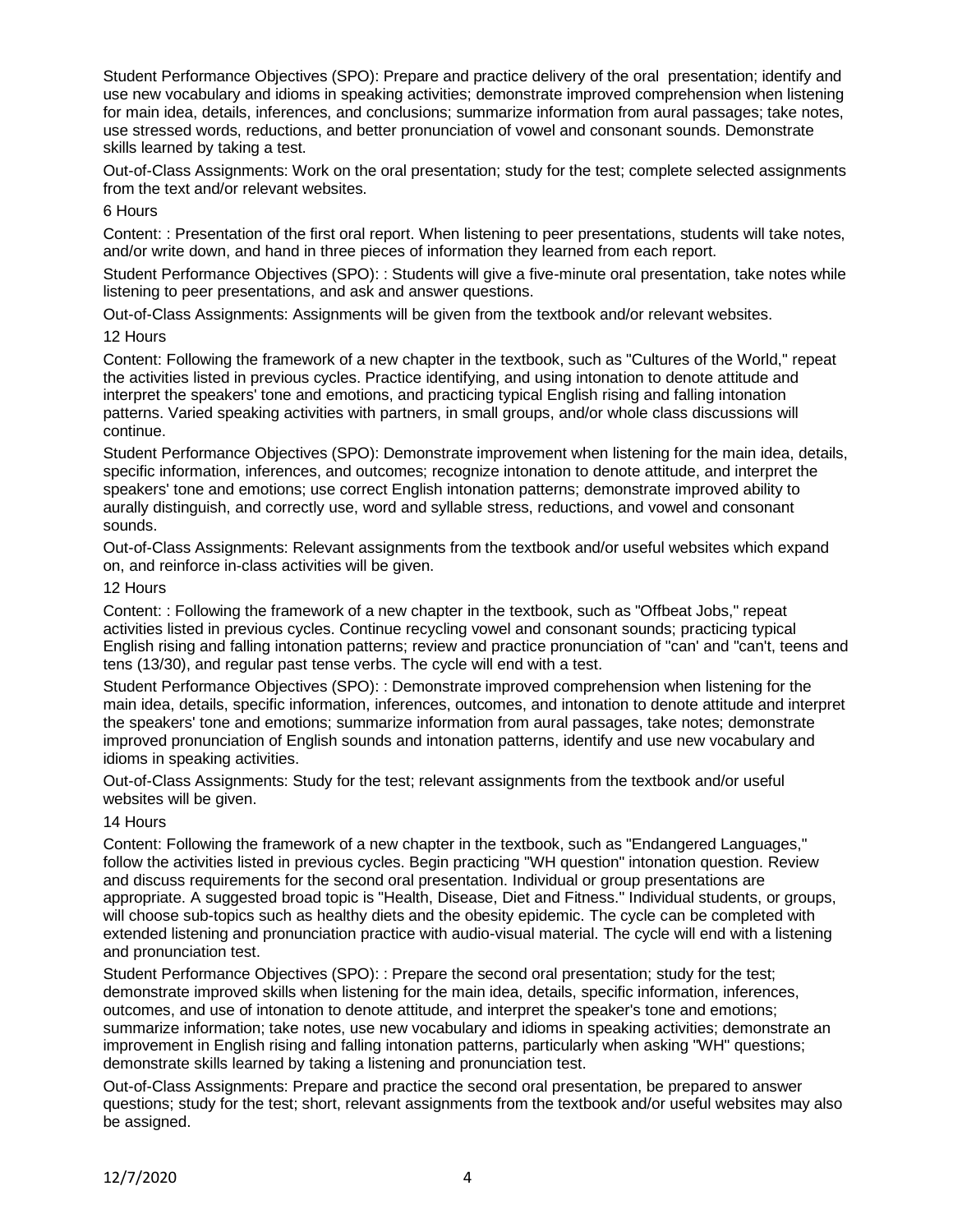Student Performance Objectives (SPO): Prepare and practice delivery of the oral presentation; identify and use new vocabulary and idioms in speaking activities; demonstrate improved comprehension when listening for main idea, details, inferences, and conclusions; summarize information from aural passages; take notes, use stressed words, reductions, and better pronunciation of vowel and consonant sounds. Demonstrate skills learned by taking a test.

Out-of-Class Assignments: Work on the oral presentation; study for the test; complete selected assignments from the text and/or relevant websites.

6 Hours

Content: : Presentation of the first oral report. When listening to peer presentations, students will take notes, and/or write down, and hand in three pieces of information they learned from each report.

Student Performance Objectives (SPO): : Students will give a five-minute oral presentation, take notes while listening to peer presentations, and ask and answer questions.

Out-of-Class Assignments: Assignments will be given from the textbook and/or relevant websites.

12 Hours

Content: Following the framework of a new chapter in the textbook, such as "Cultures of the World," repeat the activities listed in previous cycles. Practice identifying, and using intonation to denote attitude and interpret the speakers' tone and emotions, and practicing typical English rising and falling intonation patterns. Varied speaking activities with partners, in small groups, and/or whole class discussions will continue.

Student Performance Objectives (SPO): Demonstrate improvement when listening for the main idea, details, specific information, inferences, and outcomes; recognize intonation to denote attitude, and interpret the speakers' tone and emotions; use correct English intonation patterns; demonstrate improved ability to aurally distinguish, and correctly use, word and syllable stress, reductions, and vowel and consonant sounds.

Out-of-Class Assignments: Relevant assignments from the textbook and/or useful websites which expand on, and reinforce in-class activities will be given.

12 Hours

Content: : Following the framework of a new chapter in the textbook, such as "Offbeat Jobs," repeat activities listed in previous cycles. Continue recycling vowel and consonant sounds; practicing typical English rising and falling intonation patterns; review and practice pronunciation of "can' and "can't, teens and tens (13/30), and regular past tense verbs. The cycle will end with a test.

Student Performance Objectives (SPO): : Demonstrate improved comprehension when listening for the main idea, details, specific information, inferences, outcomes, and intonation to denote attitude and interpret the speakers' tone and emotions; summarize information from aural passages, take notes; demonstrate improved pronunciation of English sounds and intonation patterns, identify and use new vocabulary and idioms in speaking activities.

Out-of-Class Assignments: Study for the test; relevant assignments from the textbook and/or useful websites will be given.

14 Hours

Content: Following the framework of a new chapter in the textbook, such as "Endangered Languages," follow the activities listed in previous cycles. Begin practicing "WH question" intonation question. Review and discuss requirements for the second oral presentation. Individual or group presentations are appropriate. A suggested broad topic is "Health, Disease, Diet and Fitness." Individual students, or groups, will choose sub-topics such as healthy diets and the obesity epidemic. The cycle can be completed with extended listening and pronunciation practice with audio-visual material. The cycle will end with a listening and pronunciation test.

Student Performance Objectives (SPO): : Prepare the second oral presentation; study for the test; demonstrate improved skills when listening for the main idea, details, specific information, inferences, outcomes, and use of intonation to denote attitude, and interpret the speaker's tone and emotions; summarize information; take notes, use new vocabulary and idioms in speaking activities; demonstrate an improvement in English rising and falling intonation patterns, particularly when asking "WH" questions; demonstrate skills learned by taking a listening and pronunciation test.

Out-of-Class Assignments: Prepare and practice the second oral presentation, be prepared to answer questions; study for the test; short, relevant assignments from the textbook and/or useful websites may also be assigned.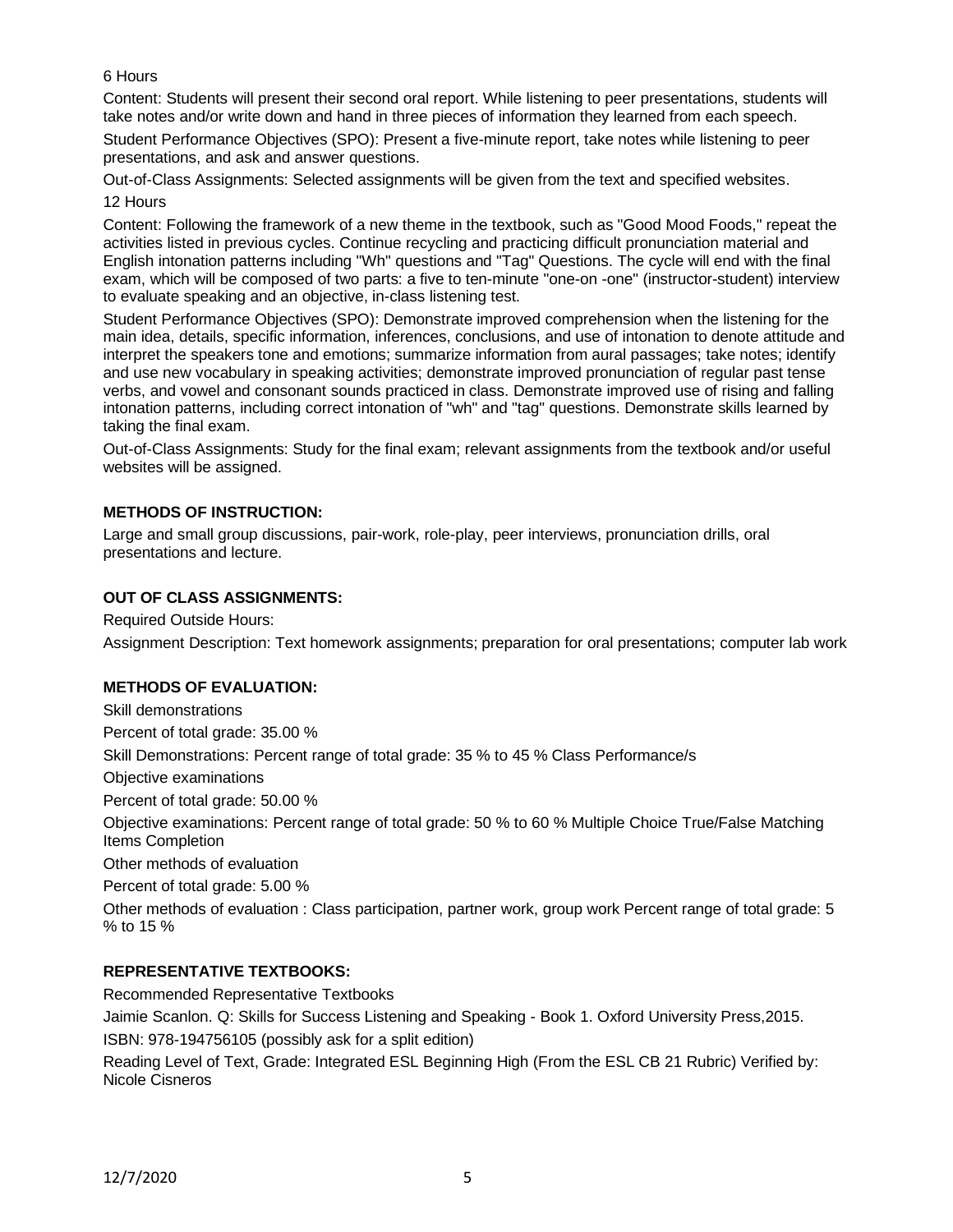6 Hours

Content: Students will present their second oral report. While listening to peer presentations, students will take notes and/or write down and hand in three pieces of information they learned from each speech.

Student Performance Objectives (SPO): Present a five-minute report, take notes while listening to peer presentations, and ask and answer questions.

Out-of-Class Assignments: Selected assignments will be given from the text and specified websites.

12 Hours

Content: Following the framework of a new theme in the textbook, such as "Good Mood Foods," repeat the activities listed in previous cycles. Continue recycling and practicing difficult pronunciation material and English intonation patterns including "Wh" questions and "Tag" Questions. The cycle will end with the final exam, which will be composed of two parts: a five to ten-minute "one-on -one" (instructor-student) interview to evaluate speaking and an objective, in-class listening test.

Student Performance Objectives (SPO): Demonstrate improved comprehension when the listening for the main idea, details, specific information, inferences, conclusions, and use of intonation to denote attitude and interpret the speakers tone and emotions; summarize information from aural passages; take notes; identify and use new vocabulary in speaking activities; demonstrate improved pronunciation of regular past tense verbs, and vowel and consonant sounds practiced in class. Demonstrate improved use of rising and falling intonation patterns, including correct intonation of "wh" and "tag" questions. Demonstrate skills learned by taking the final exam.

Out-of-Class Assignments: Study for the final exam; relevant assignments from the textbook and/or useful websites will be assigned.

**METHODS OF INSTRUCTION:**

Large and small group discussions, pair-work, role-play, peer interviews, pronunciation drills, oral presentations and lecture.

**OUT OF CLASS ASSIGNMENTS:**

Required Outside Hours:

Assignment Description: Text homework assignments; preparation for oral presentations; computer lab work

**METHODS OF EVALUATION:**

Skill demonstrations

Percent of total grade: 35.00 %

Skill Demonstrations: Percent range of total grade: 35 % to 45 % Class Performance/s

Objective examinations

Percent of total grade: 50.00 %

Objective examinations: Percent range of total grade: 50 % to 60 % Multiple Choice True/False Matching Items Completion

Other methods of evaluation

Percent of total grade: 5.00 %

Other methods of evaluation : Class participation, partner work, group work Percent range of total grade: 5 % to 15 %

**REPRESENTATIVE TEXTBOOKS:**

Recommended Representative Textbooks

Jaimie Scanlon. Q: Skills for Success Listening and Speaking - Book 1. Oxford University Press,2015.

ISBN: 978-194756105 (possibly ask for a split edition)

Reading Level of Text, Grade: Integrated ESL Beginning High (From the ESL CB 21 Rubric) Verified by: Nicole Cisneros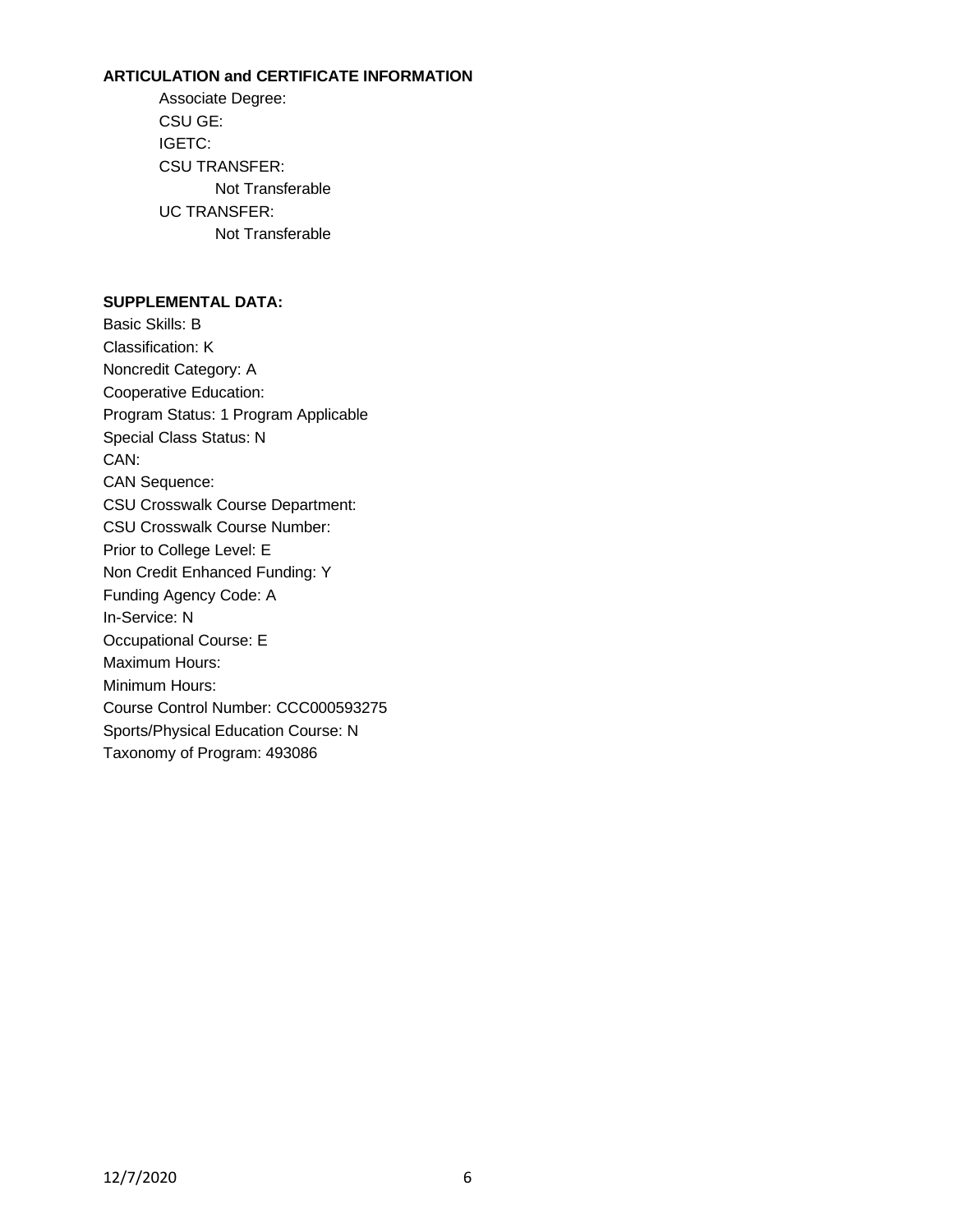**ARTICULATION and CERTIFICATE INFORMATION**

Associate Degree:
CSU GE:
IGETC:
CSU TRANSFER:
Not Transferable
UC TRANSFER:
Not Transferable

**SUPPLEMENTAL DATA:**

Basic Skills: B
Classification: K
Noncredit Category: A
Cooperative Education:
Program Status: 1 Program Applicable
Special Class Status: N
CAN:
CAN Sequence:
CSU Crosswalk Course Department:
CSU Crosswalk Course Number:
Prior to College Level: E
Non Credit Enhanced Funding: Y
Funding Agency Code: A
In-Service: N
Occupational Course: E
Maximum Hours:
Minimum Hours:
Course Control Number: CCC000593275
Sports/Physical Education Course: N
Taxonomy of Program: 493086